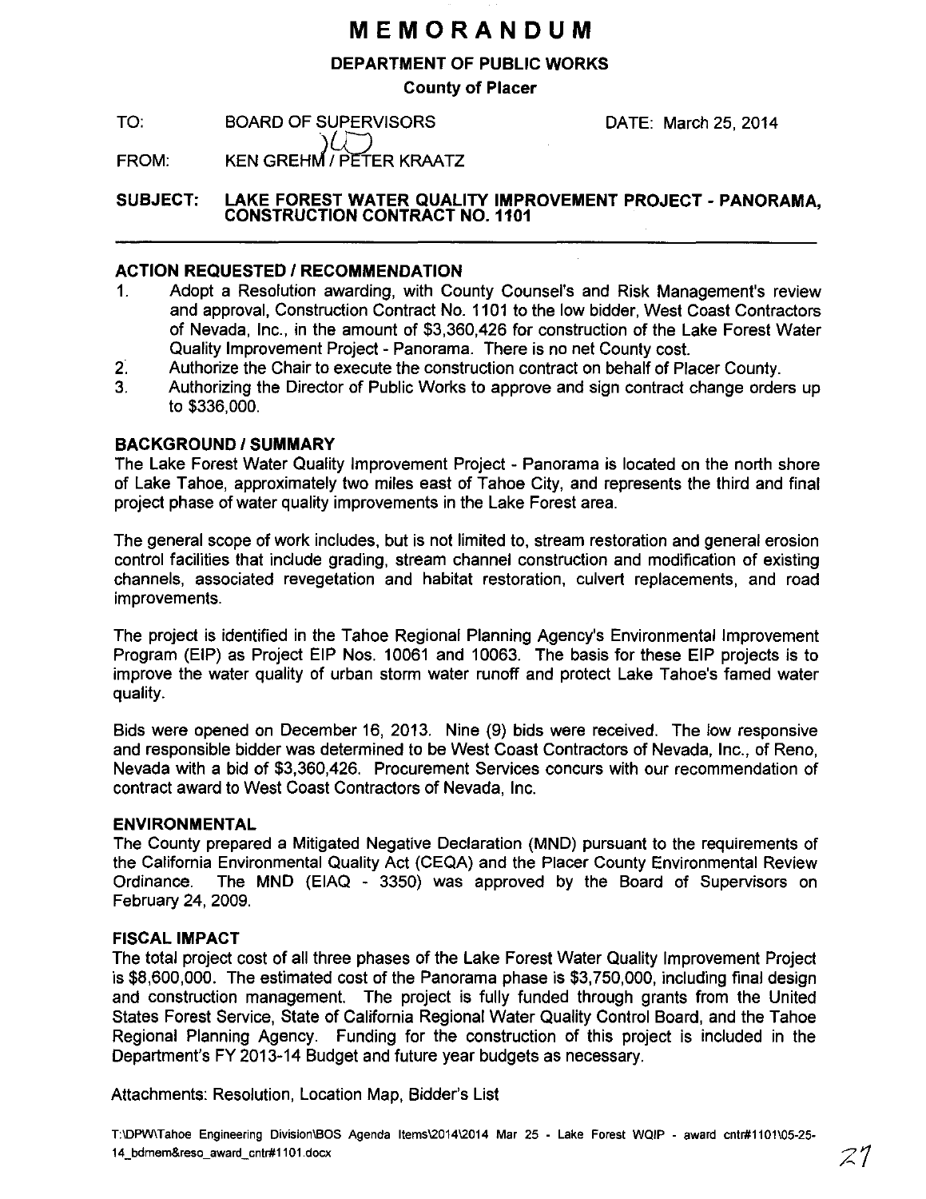# MEMORANDUM

**DEPARTMENT OF PUBLIC WORKS**

**County of Placer**

TO: BOARD OF SUPERVISORS DATE: March 25, 2014

FROM: KEN GREHM / PETER KRAATZ

**SUBJECT: LAKE FOREST WATER QUALITY IMPROVEMENT PROJECT - PANORAMA, CONSTRUCTION CONTRACT NO. 1101**

## ACTION REQUESTED / RECOMMENDATION

1. Adopt a Resolution awarding, with County Counsel's and Risk Management's review and approval, Construction Contract No. 1101 to the low bidder, West Coast Contractors of Nevada, Inc., in the amount of $3,360,426 for construction of the Lake Forest Water Quality Improvement Project - Panorama. There is no net County cost.
2. Authorize the Chair to execute the construction contract on behalf of Placer County.
3. Authorizing the Director of Public Works to approve and sign contract change orders up to $336,000.

## BACKGROUND / SUMMARY

The Lake Forest Water Quality Improvement Project - Panorama is located on the north shore of Lake Tahoe, approximately two miles east of Tahoe City, and represents the third and final project phase of water quality improvements in the Lake Forest area.

The general scope of work includes, but is not limited to, stream restoration and general erosion control facilities that include grading, stream channel construction and modification of existing channels, associated revegetation and habitat restoration, culvert replacements, and road improvements.

The project is identified in the Tahoe Regional Planning Agency's Environmental Improvement Program (EIP) as Project EIP Nos. 10061 and 10063. The basis for these EIP projects is to improve the water quality of urban storm water runoff and protect Lake Tahoe's famed water quality.

Bids were opened on December 16, 2013. Nine (9) bids were received. The low responsive and responsible bidder was determined to be West Coast Contractors of Nevada, Inc., of Reno, Nevada with a bid of $3,360,426. Procurement Services concurs with our recommendation of contract award to West Coast Contractors of Nevada, Inc.

## ENVIRONMENTAL

The County prepared a Mitigated Negative Declaration (MND) pursuant to the requirements of the California Environmental Quality Act (CEQA) and the Placer County Environmental Review Ordinance. The MND (EIAQ - 3350) was approved by the Board of Supervisors on February 24, 2009.

## FISCAL IMPACT

The total project cost of all three phases of the Lake Forest Water Quality Improvement Project is $8,600,000. The estimated cost of the Panorama phase is $3,750,000, including final design and construction management. The project is fully funded through grants from the United States Forest Service, State of California Regional Water Quality Control Board, and the Tahoe Regional Planning Agency. Funding for the construction of this project is included in the Department's FY 2013-14 Budget and future year budgets as necessary.

Attachments: Resolution, Location Map, Bidder's List

T:\DPW\Tahoe Engineering Division\BOS Agenda Items\2014\2014 Mar 25 - Lake Forest WQIP - award cntr#1101\05-25-14_bdmem&reso_award_cntr#1101.docx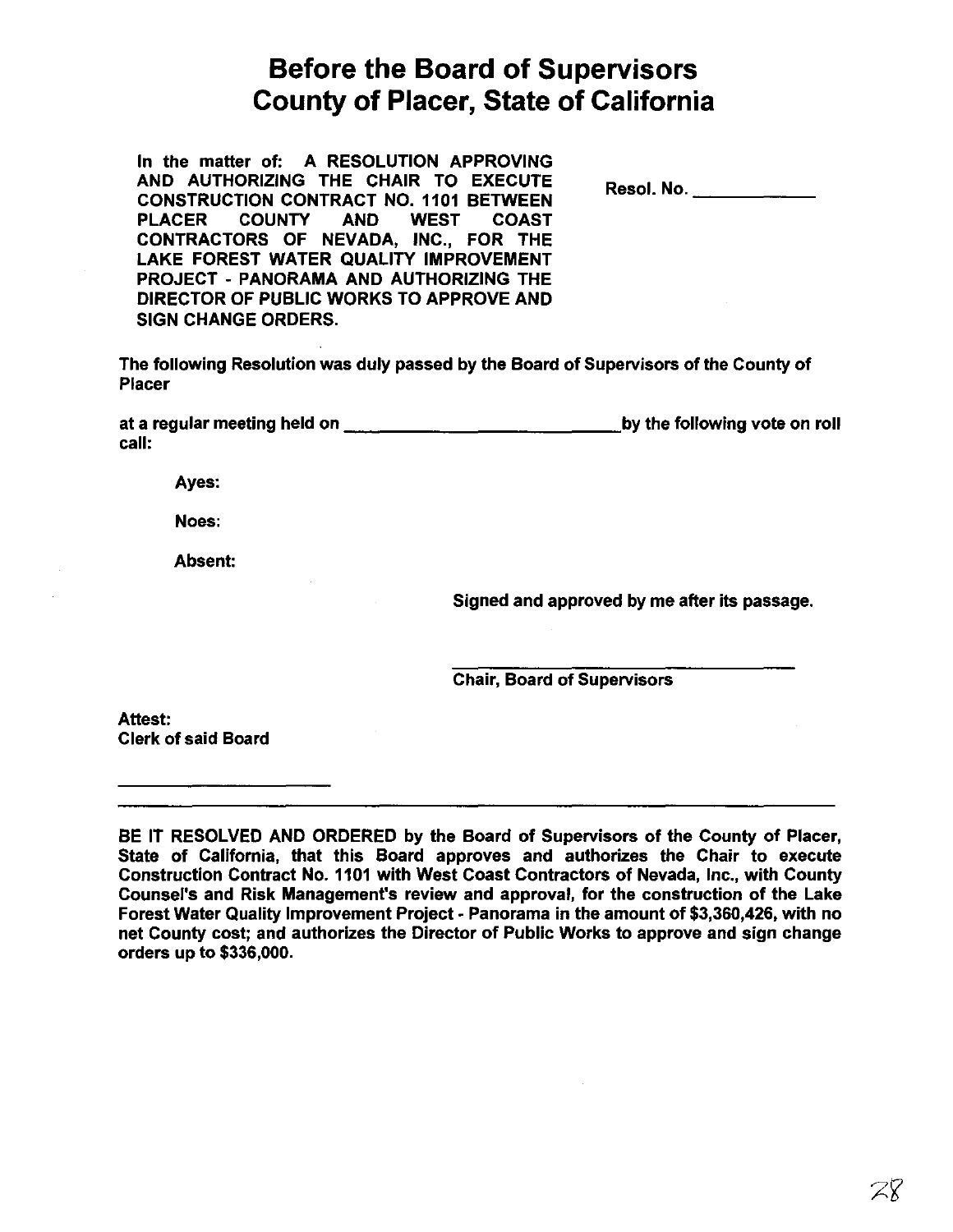# Before the Board of Supervisors County of Placer, State of California

**In the matter of: A RESOLUTION APPROVING AND AUTHORIZING THE CHAIR TO EXECUTE CONSTRUCTION CONTRACT NO. 1101 BETWEEN PLACER COUNTY AND WEST COAST CONTRACTORS OF NEVADA, INC., FOR THE LAKE FOREST WATER QUALITY IMPROVEMENT PROJECT - PANORAMA AND AUTHORIZING THE DIRECTOR OF PUBLIC WORKS TO APPROVE AND SIGN CHANGE ORDERS.**

**Resol. No. ____________**

**The following Resolution was duly passed by the Board of Supervisors of the County of Placer**

**at a regular meeting held on ____________________________ by the following vote on roll call:**

**Ayes:**

**Noes:**

**Absent:**

**Signed and approved by me after its passage.**

____________________________________

**Chair, Board of Supervisors**

**Attest:**
**Clerk of said Board**

______________________

---

**BE IT RESOLVED AND ORDERED by the Board of Supervisors of the County of Placer, State of California, that this Board approves and authorizes the Chair to execute Construction Contract No. 1101 with West Coast Contractors of Nevada, Inc., with County Counsel's and Risk Management's review and approval, for the construction of the Lake Forest Water Quality Improvement Project - Panorama in the amount of $3,360,426, with no net County cost; and authorizes the Director of Public Works to approve and sign change orders up to $336,000.**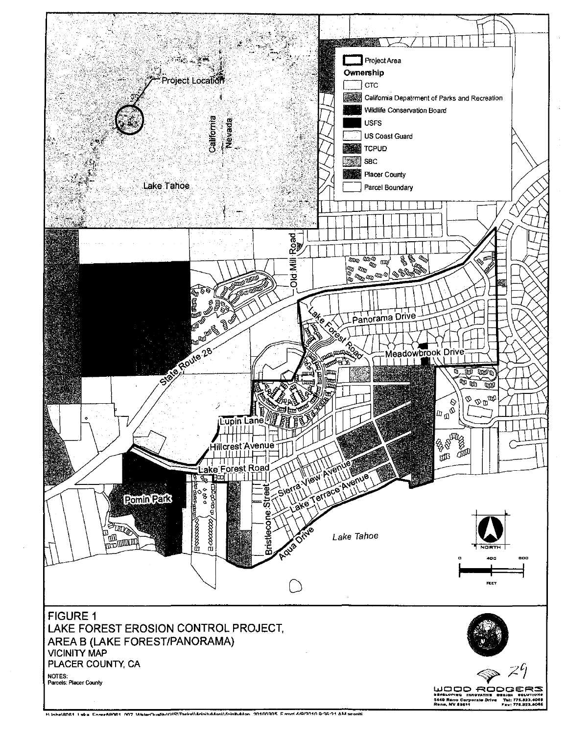Project Area

**Ownership**

- CTC
- California Depatrment of Parks and Recreation
- Wildlife Conservation Board
- USFS
- US Coast Guard
- TCPUD
- SBC
- Placer County
- Parcel Boundary

Project Location

California

Nevada

Lake Tahoe

Old Mill Road

Panorama Drive

Lake Forest Road

Meadowbrook Drive

State Route 28

Lupin Lane

Hillcrest Avenue

Lake Forest Road

Sierra View Avenue

Lake Terrace Avenue

Bristlecone Street

Aqua Drive

Pomin Park

Lake Tahoe

NORTH

0 400 800

FEET

# FIGURE 1
## LAKE FOREST EROSION CONTROL PROJECT, AREA B (LAKE FOREST/PANORAMA)
### VICINITY MAP
### PLACER COUNTY, CA

NOTES:
Parcels: Placer County

29

WOOD RODGERS
DEVELOPING INNOVATIVE DESIGN SOLUTIONS
5440 Reno Corporate Drive Tel: 775.823.4068
Reno, NV 89511 Fax: 775.823.4066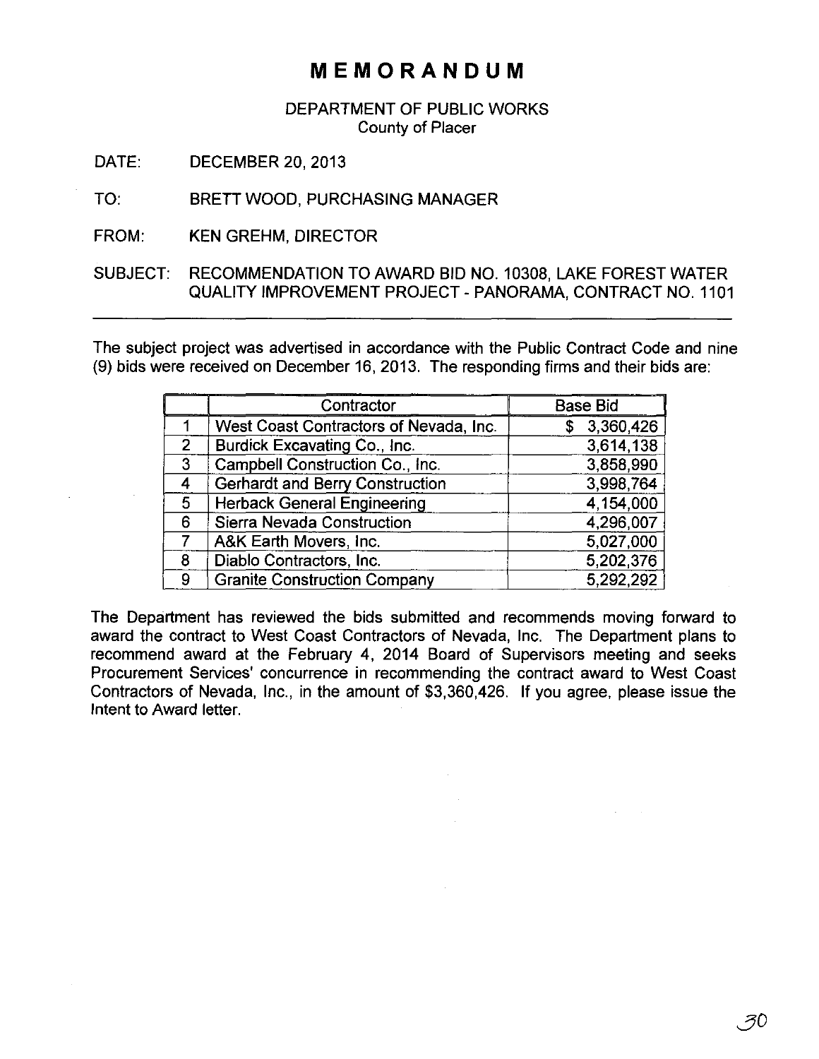# MEMORANDUM

DEPARTMENT OF PUBLIC WORKS
County of Placer

DATE: DECEMBER 20, 2013

TO: BRETT WOOD, PURCHASING MANAGER

FROM: KEN GREHM, DIRECTOR

SUBJECT: RECOMMENDATION TO AWARD BID NO. 10308, LAKE FOREST WATER QUALITY IMPROVEMENT PROJECT - PANORAMA, CONTRACT NO. 1101

---

The subject project was advertised in accordance with the Public Contract Code and nine (9) bids were received on December 16, 2013. The responding firms and their bids are:

| | Contractor | Base Bid |
|---|---|---|
| 1 | West Coast Contractors of Nevada, Inc. | $ 3,360,426 |
| 2 | Burdick Excavating Co., Inc. | 3,614,138 |
| 3 | Campbell Construction Co., Inc. | 3,858,990 |
| 4 | Gerhardt and Berry Construction | 3,998,764 |
| 5 | Herback General Engineering | 4,154,000 |
| 6 | Sierra Nevada Construction | 4,296,007 |
| 7 | A&K Earth Movers, Inc. | 5,027,000 |
| 8 | Diablo Contractors, Inc. | 5,202,376 |
| 9 | Granite Construction Company | 5,292,292 |

The Department has reviewed the bids submitted and recommends moving forward to award the contract to West Coast Contractors of Nevada, Inc. The Department plans to recommend award at the February 4, 2014 Board of Supervisors meeting and seeks Procurement Services' concurrence in recommending the contract award to West Coast Contractors of Nevada, Inc., in the amount of $3,360,426. If you agree, please issue the Intent to Award letter.